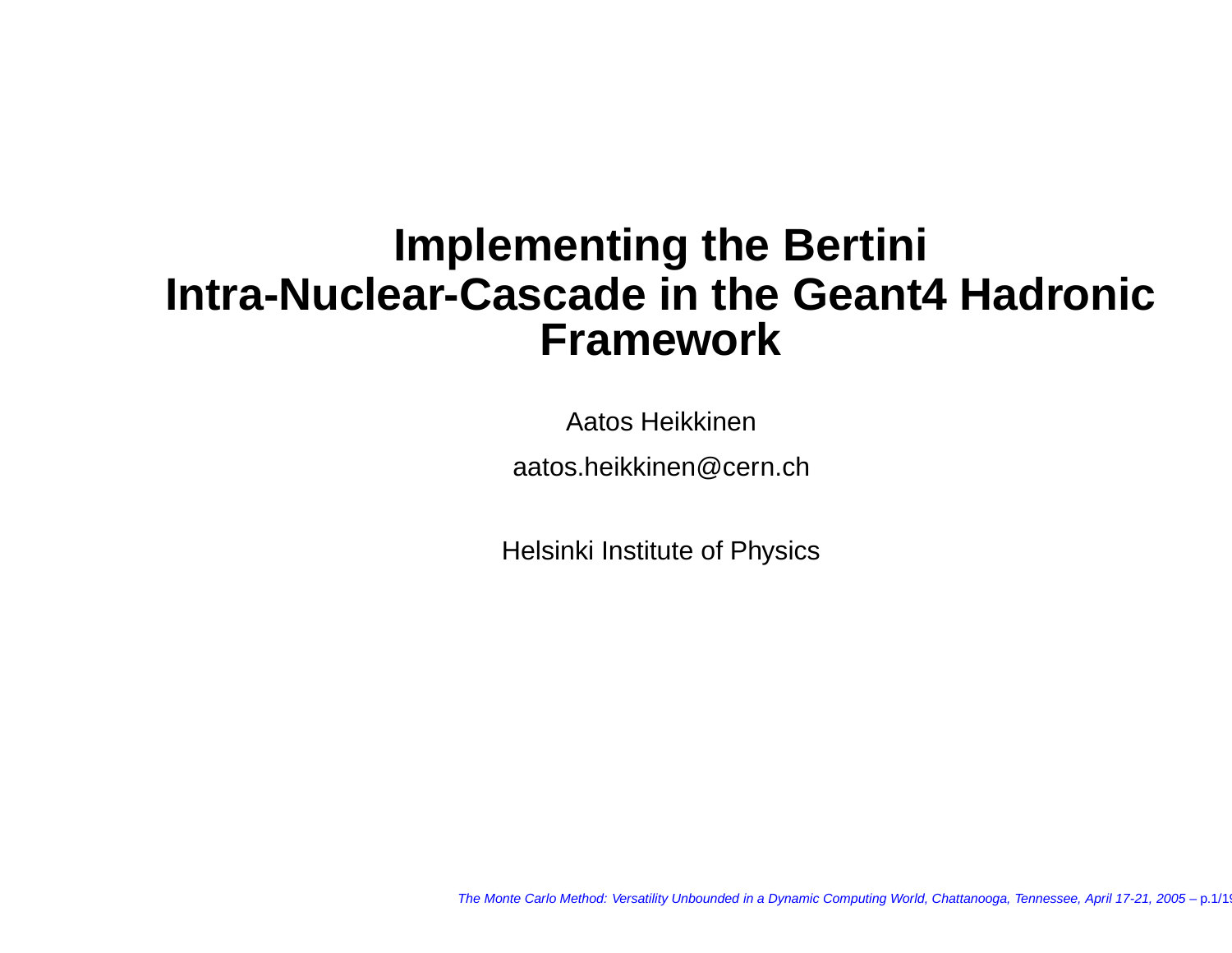# Implementing the Bertini Intra-Nuclear-Cascade in the Geant4 Hadronic Framework

Aatos Heikkinen

aatos.heikkinen@cern.ch

Helsinki Institute of Physics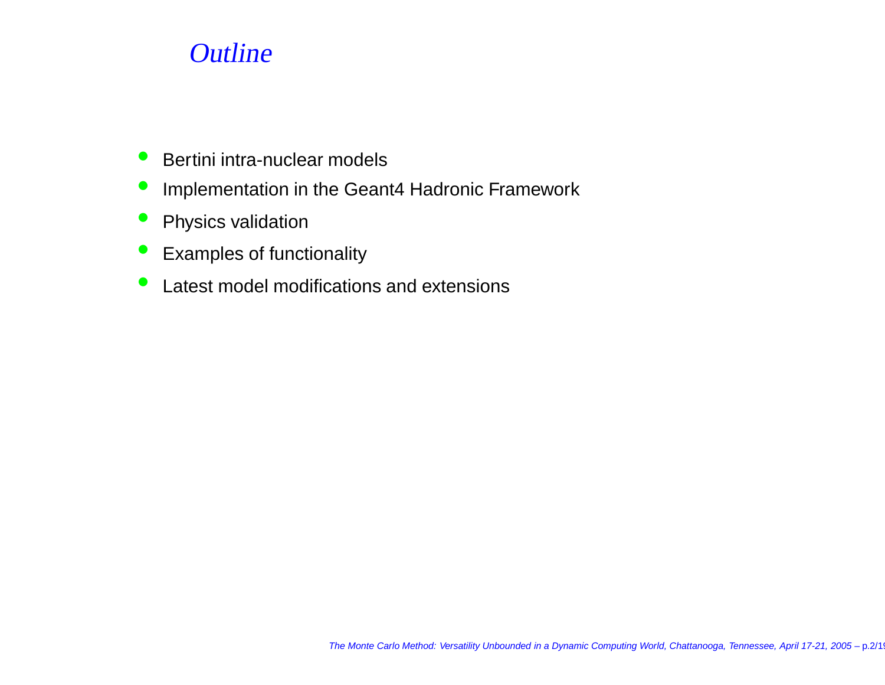# *Outline*

- Bertini intra-nuclear models
- Implementation in the Geant4 Hadronic Framework
- Physics validation
- Examples of functionality
- Latest model modifications and extensions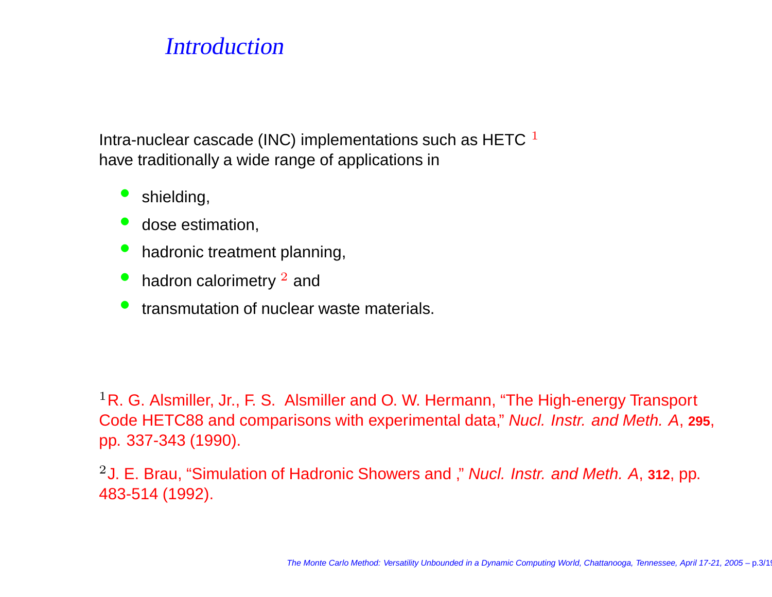## Introduction

Intra-nuclear cascade (INC) implementations such as HETC [1] have traditionally a wide range of applications in

- shielding,
- dose estimation,
- hadronic treatment planning,
- hadron calorimetry [2] and
- transmutation of nuclear waste materials.

[1] R. G. Alsmiller, Jr., F. S. Alsmiller and O. W. Hermann, "The High-energy Transport Code HETC88 and comparisons with experimental data," *Nucl. Instr. and Meth. A*, **295**, pp. 337-343 (1990).

[2] J. E. Brau, "Simulation of Hadronic Showers and ," *Nucl. Instr. and Meth. A*, **312**, pp. 483-514 (1992).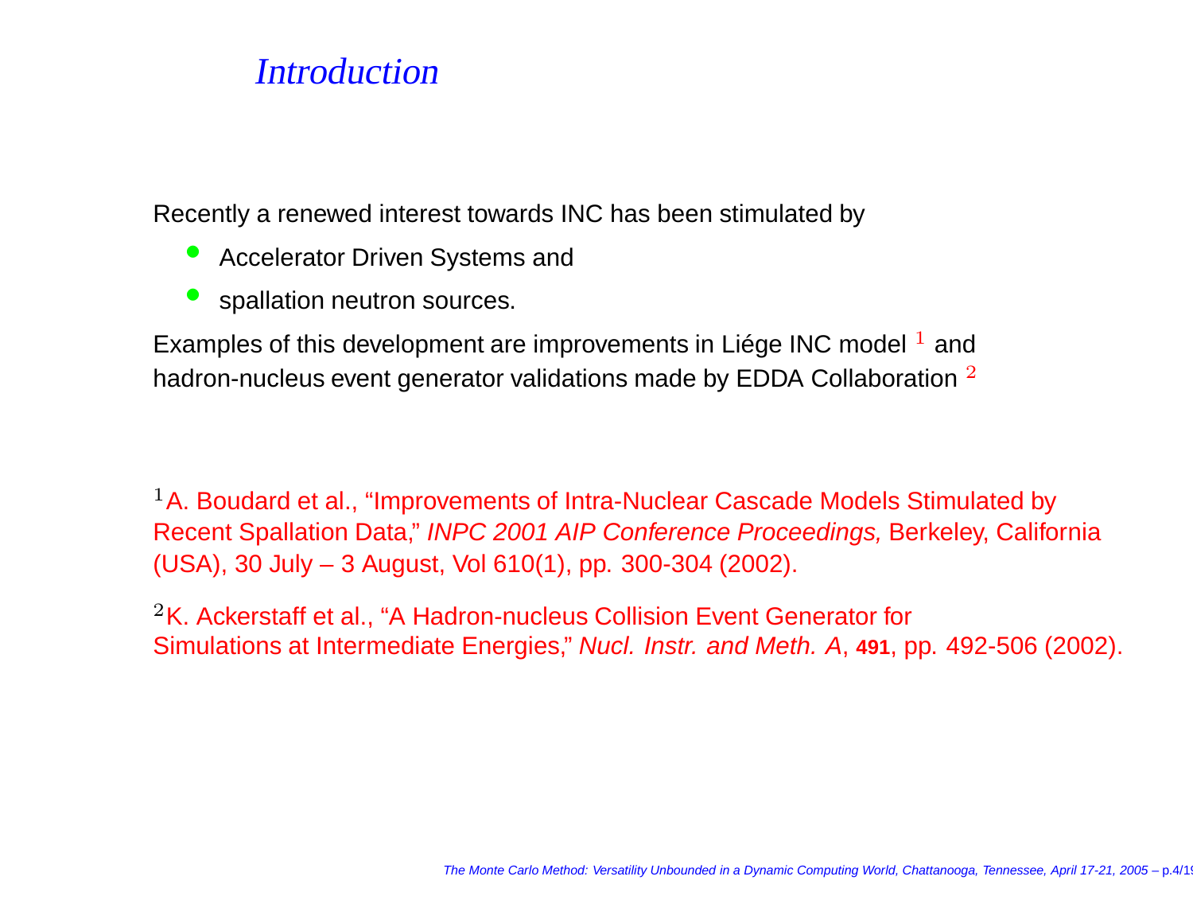# *Introduction*

Recently a renewed interest towards INC has been stimulated by

- Accelerator Driven Systems and
- spallation neutron sources.

Examples of this development are improvements in Liége INC model [1] and hadron-nucleus event generator validations made by EDDA Collaboration [2]

[1] A. Boudard et al., "Improvements of Intra-Nuclear Cascade Models Stimulated by Recent Spallation Data," *INPC 2001 AIP Conference Proceedings,* Berkeley, California (USA), 30 July – 3 August, Vol 610(1), pp. 300-304 (2002).

[2] K. Ackerstaff et al., "A Hadron-nucleus Collision Event Generator for Simulations at Intermediate Energies," *Nucl. Instr. and Meth. A*, **491**, pp. 492-506 (2002).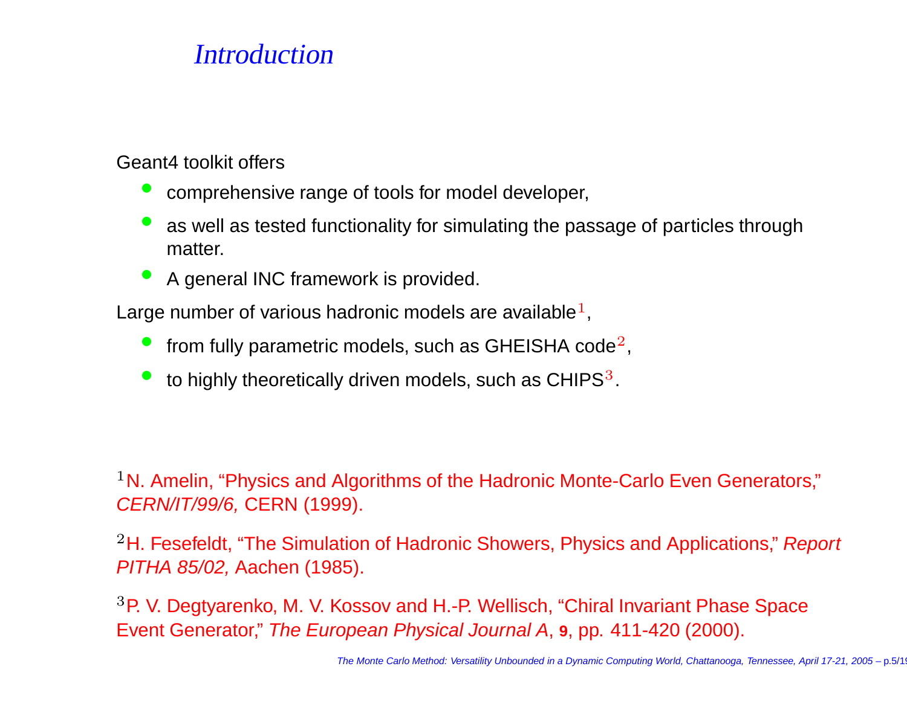# *Introduction*

Geant4 toolkit offers

- comprehensive range of tools for model developer,
- as well as tested functionality for simulating the passage of particles through matter.
- A general INC framework is provided.

Large number of various hadronic models are available[1],

- from fully parametric models, such as GHEISHA code[2],
- to highly theoretically driven models, such as CHIPS[3].

[1] N. Amelin, "Physics and Algorithms of the Hadronic Monte-Carlo Even Generators," *CERN/IT/99/6,* CERN (1999).

[2] H. Fesefeldt, "The Simulation of Hadronic Showers, Physics and Applications," *Report PITHA 85/02,* Aachen (1985).

[3] P. V. Degtyarenko, M. V. Kossov and H.-P. Wellisch, "Chiral Invariant Phase Space Event Generator," *The European Physical Journal A*, **9**, pp. 411-420 (2000).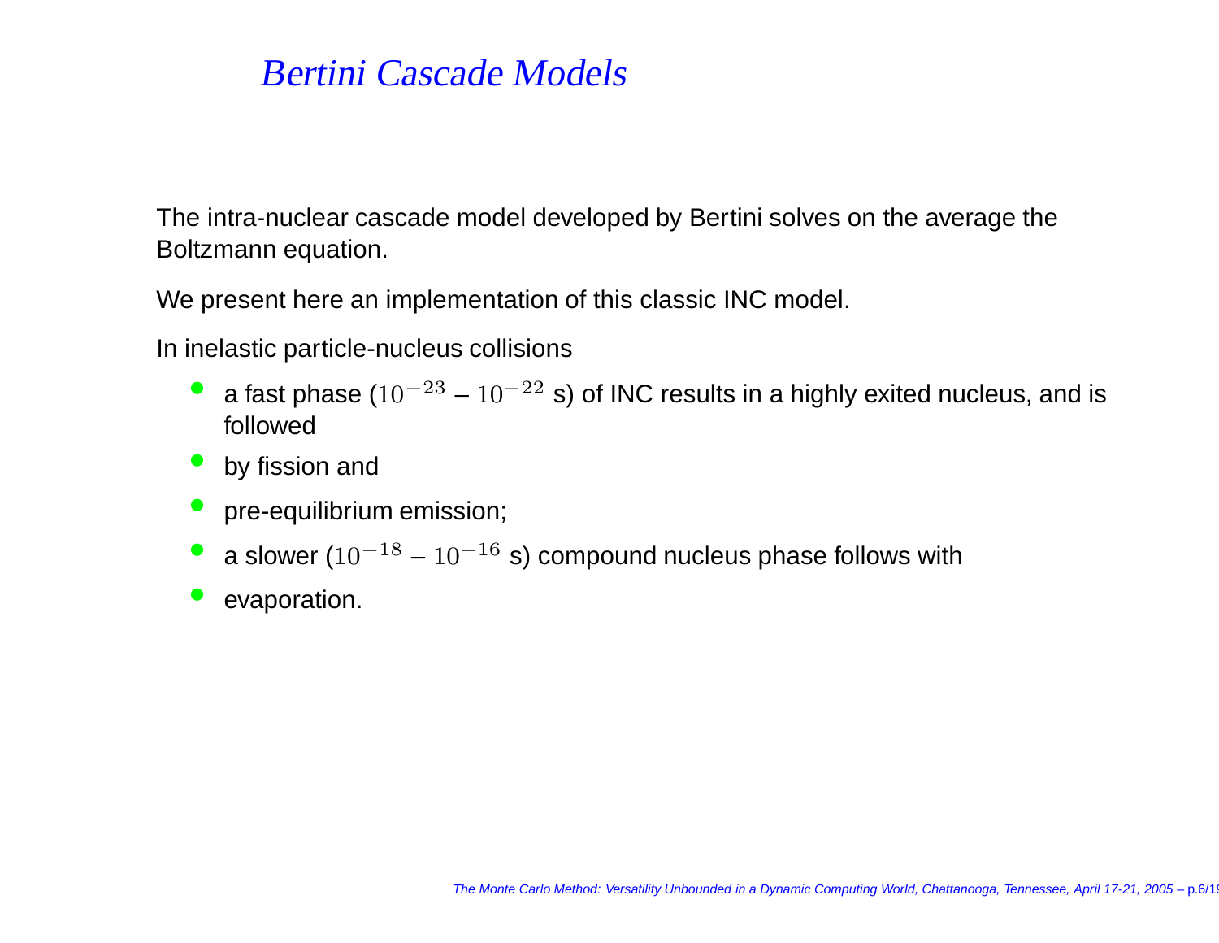# *Bertini Cascade Models*

The intra-nuclear cascade model developed by Bertini solves on the average the Boltzmann equation.

We present here an implementation of this classic INC model.

In inelastic particle-nucleus collisions

- a fast phase ($10^{-23}$ – $10^{-22}$ s) of INC results in a highly exited nucleus, and is followed
- by fission and
- pre-equilibrium emission;
- a slower ($10^{-18}$ – $10^{-16}$ s) compound nucleus phase follows with
- evaporation.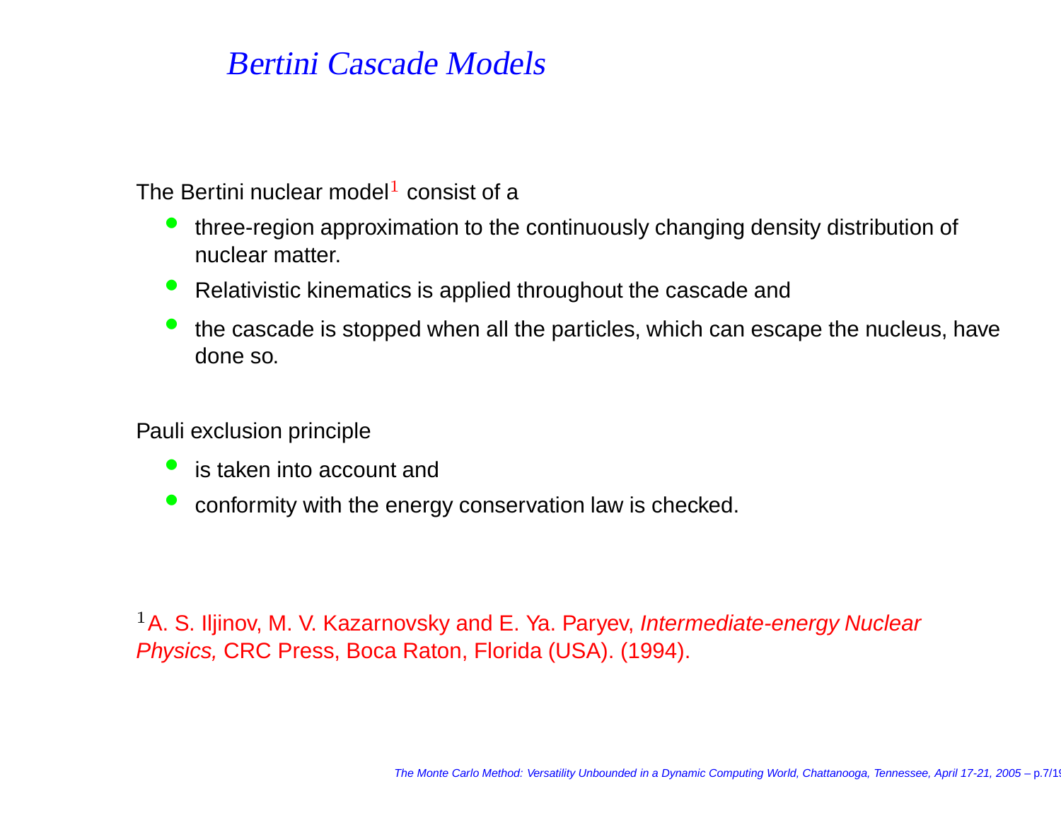# Bertini Cascade Models

The Bertini nuclear model[1] consist of a

- three-region approximation to the continuously changing density distribution of nuclear matter.
- Relativistic kinematics is applied throughout the cascade and
- the cascade is stopped when all the particles, which can escape the nucleus, have done so.

Pauli exclusion principle

- is taken into account and
- conformity with the energy conservation law is checked.

[1] A. S. Iljinov, M. V. Kazarnovsky and E. Ya. Paryev, *Intermediate-energy Nuclear Physics,* CRC Press, Boca Raton, Florida (USA). (1994).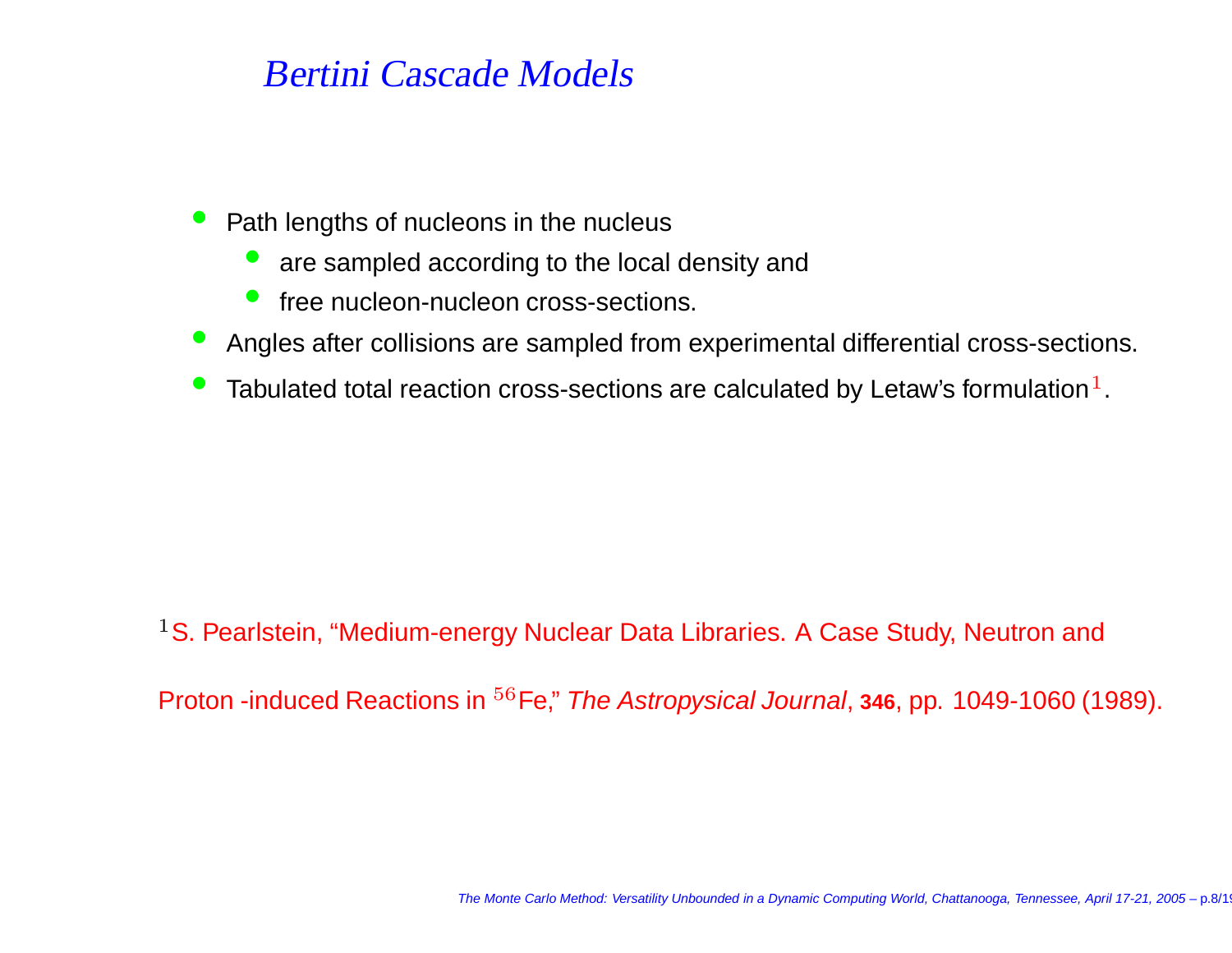# *Bertini Cascade Models*

- Path lengths of nucleons in the nucleus
  - are sampled according to the local density and
  - free nucleon-nucleon cross-sections.
- Angles after collisions are sampled from experimental differential cross-sections.
- Tabulated total reaction cross-sections are calculated by Letaw's formulation[1].

[1] S. Pearlstein, "Medium-energy Nuclear Data Libraries. A Case Study, Neutron and Proton -induced Reactions in $^{56}$Fe," *The Astropysical Journal*, **346**, pp. 1049-1060 (1989).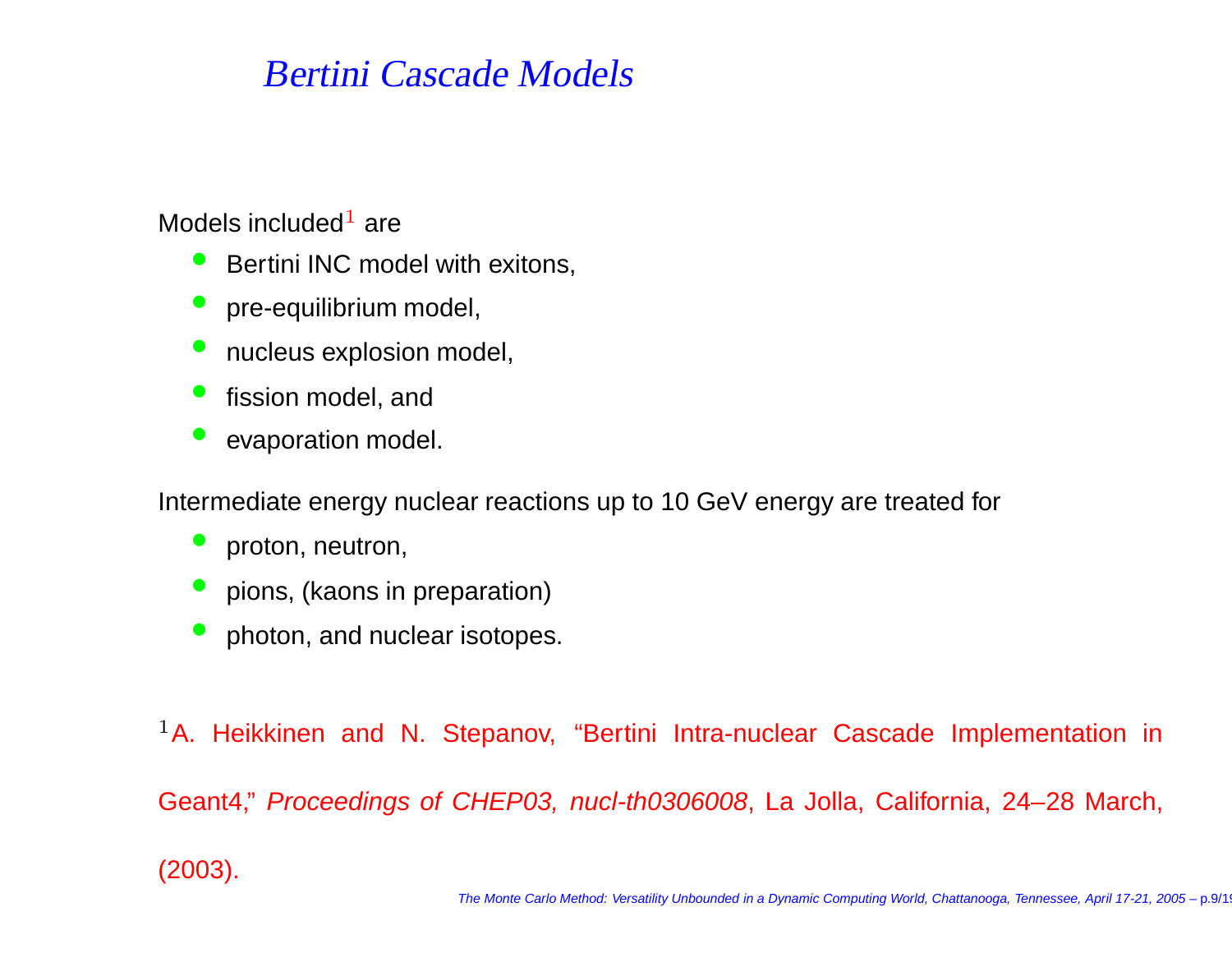# *Bertini Cascade Models*

Models included[1] are

- Bertini INC model with exitons,
- pre-equilibrium model,
- nucleus explosion model,
- fission model, and
- evaporation model.

Intermediate energy nuclear reactions up to 10 GeV energy are treated for

- proton, neutron,
- pions, (kaons in preparation)
- photon, and nuclear isotopes.

[1] A. Heikkinen and N. Stepanov, "Bertini Intra-nuclear Cascade Implementation in Geant4," *Proceedings of CHEP03, nucl-th0306008*, La Jolla, California, 24–28 March, (2003).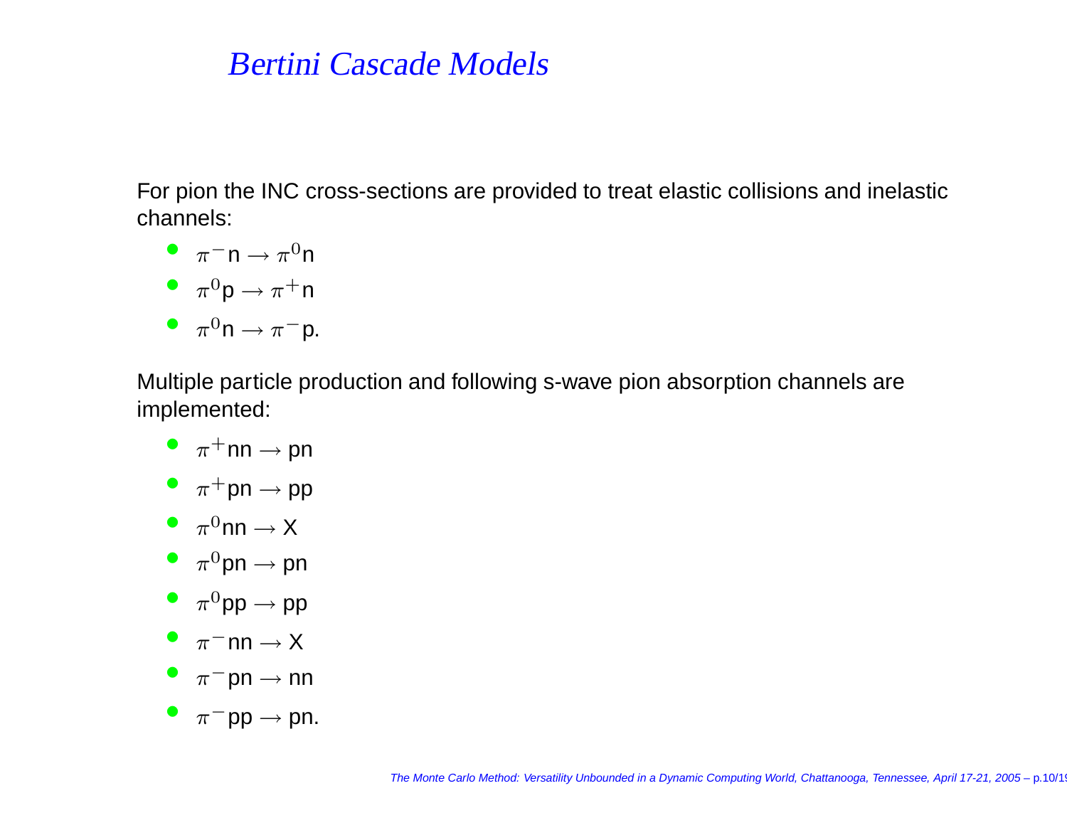# *Bertini Cascade Models*

For pion the INC cross-sections are provided to treat elastic collisions and inelastic channels:

- $\pi^- \mathrm{n} \rightarrow \pi^0 \mathrm{n}$
- $\pi^0 \mathrm{p} \rightarrow \pi^+ \mathrm{n}$
- $\pi^0 \mathrm{n} \rightarrow \pi^- \mathrm{p}$.

Multiple particle production and following s-wave pion absorption channels are implemented:

- $\pi^+ \mathrm{nn} \rightarrow \mathrm{pn}$
- $\pi^+ \mathrm{pn} \rightarrow \mathrm{pp}$
- $\pi^0 \mathrm{nn} \rightarrow \mathrm{X}$
- $\pi^0 \mathrm{pn} \rightarrow \mathrm{pn}$
- $\pi^0 \mathrm{pp} \rightarrow \mathrm{pp}$
- $\pi^- \mathrm{nn} \rightarrow \mathrm{X}$
- $\pi^- \mathrm{pn} \rightarrow \mathrm{nn}$
- $\pi^- \mathrm{pp} \rightarrow \mathrm{pn}$.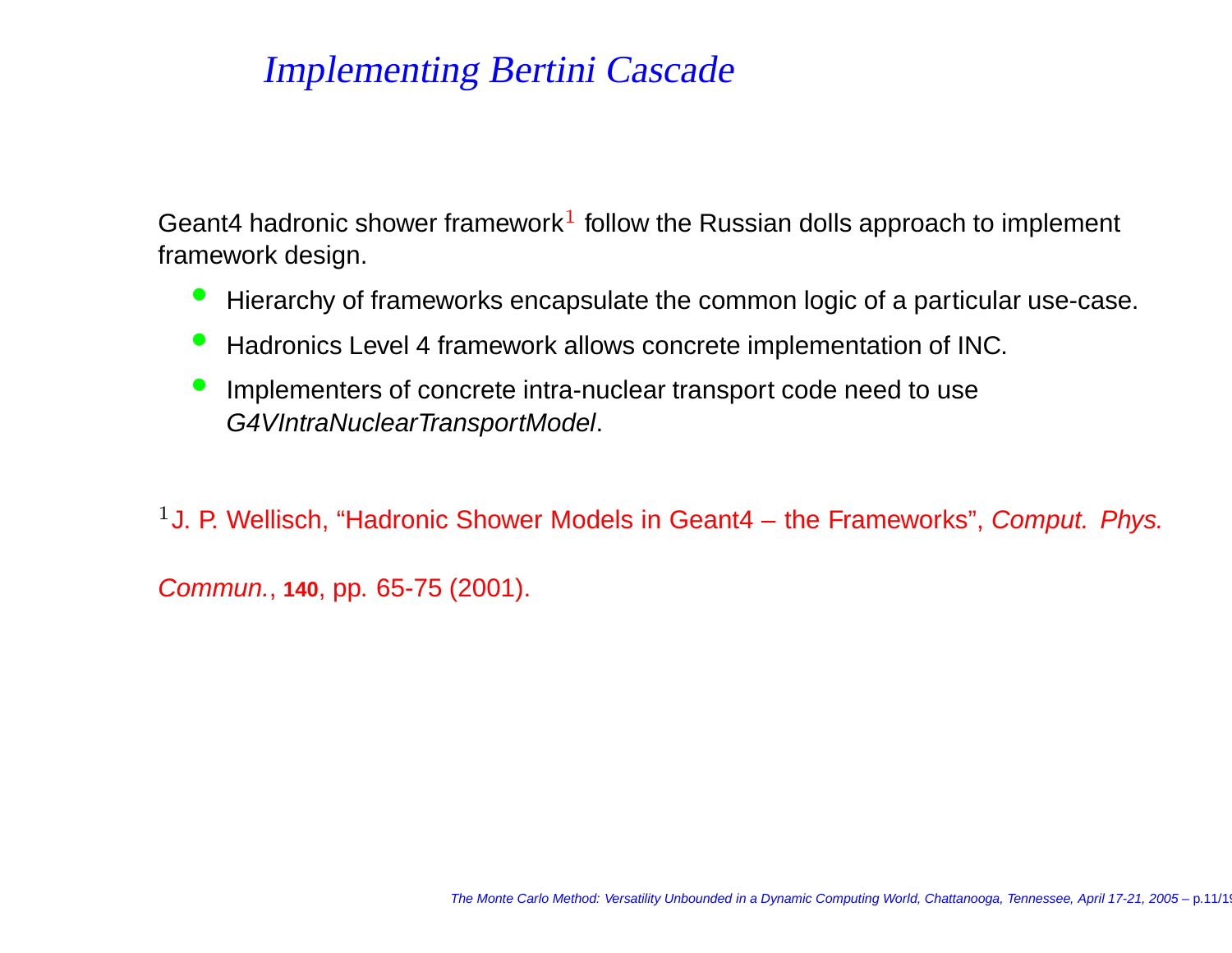# *Implementing Bertini Cascade*

Geant4 hadronic shower framework[1] follow the Russian dolls approach to implement framework design.

- Hierarchy of frameworks encapsulate the common logic of a particular use-case.
- Hadronics Level 4 framework allows concrete implementation of INC.
- Implementers of concrete intra-nuclear transport code need to use *G4VIntraNuclearTransportModel*.

[1] J. P. Wellisch, "Hadronic Shower Models in Geant4 – the Frameworks", *Comput. Phys. Commun.*, **140**, pp. 65-75 (2001).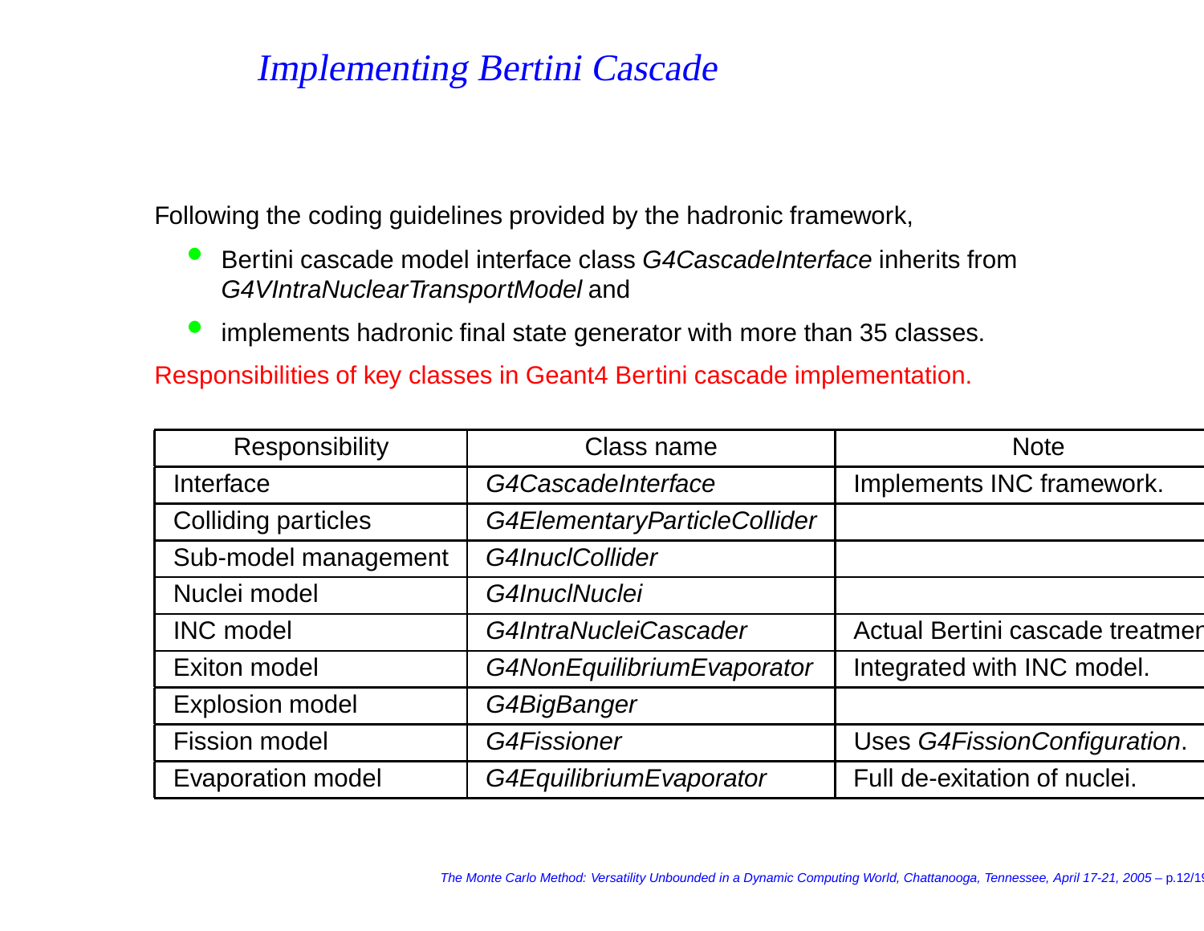# Implementing Bertini Cascade

Following the coding guidelines provided by the hadronic framework,

- Bertini cascade model interface class *G4CascadeInterface* inherits from *G4VIntraNuclearTransportModel* and
- implements hadronic final state generator with more than 35 classes.

Responsibilities of key classes in Geant4 Bertini cascade implementation.

| Responsibility | Class name | Note |
|---|---|---|
| Interface | *G4CascadeInterface* | Implements INC framework. |
| Colliding particles | *G4ElementaryParticleCollider* | |
| Sub-model management | *G4InuclCollider* | |
| Nuclei model | *G4InuclNuclei* | |
| INC model | *G4IntraNucleiCascader* | Actual Bertini cascade treatmer |
| Exiton model | *G4NonEquilibriumEvaporator* | Integrated with INC model. |
| Explosion model | *G4BigBanger* | |
| Fission model | *G4Fissioner* | Uses *G4FissionConfiguration*. |
| Evaporation model | *G4EquilibriumEvaporator* | Full de-exitation of nuclei. |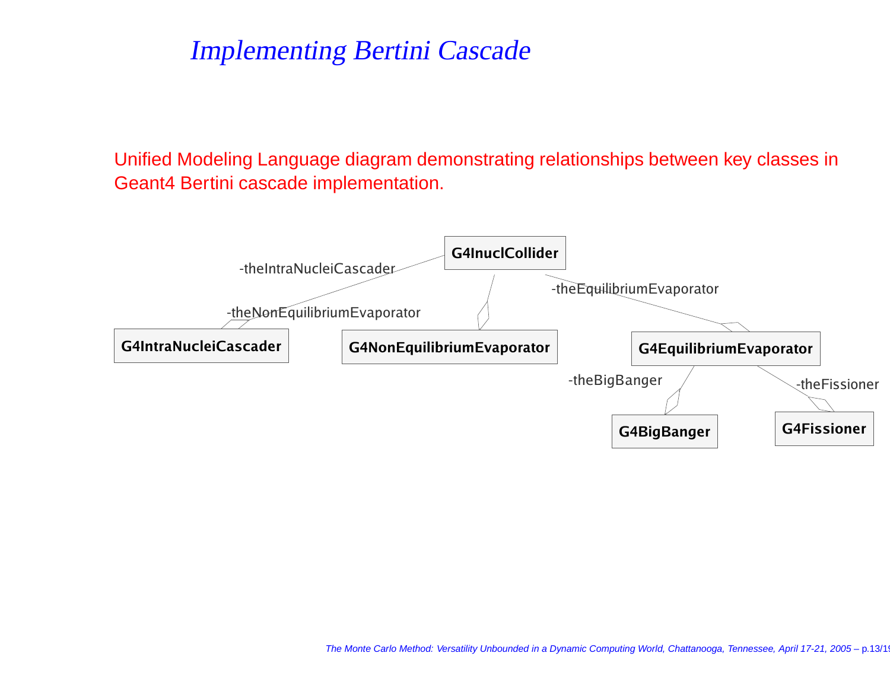# *Implementing Bertini Cascade*

Unified Modeling Language diagram demonstrating relationships between key classes in Geant4 Bertini cascade implementation.

G4InuclCollider

-theIntraNucleiCascader

-theNonEquilibriumEvaporator

-theEquilibriumEvaporator

G4IntraNucleiCascader

G4NonEquilibriumEvaporator

G4EquilibriumEvaporator

-theBigBanger

-theFissioner

G4BigBanger

G4Fissioner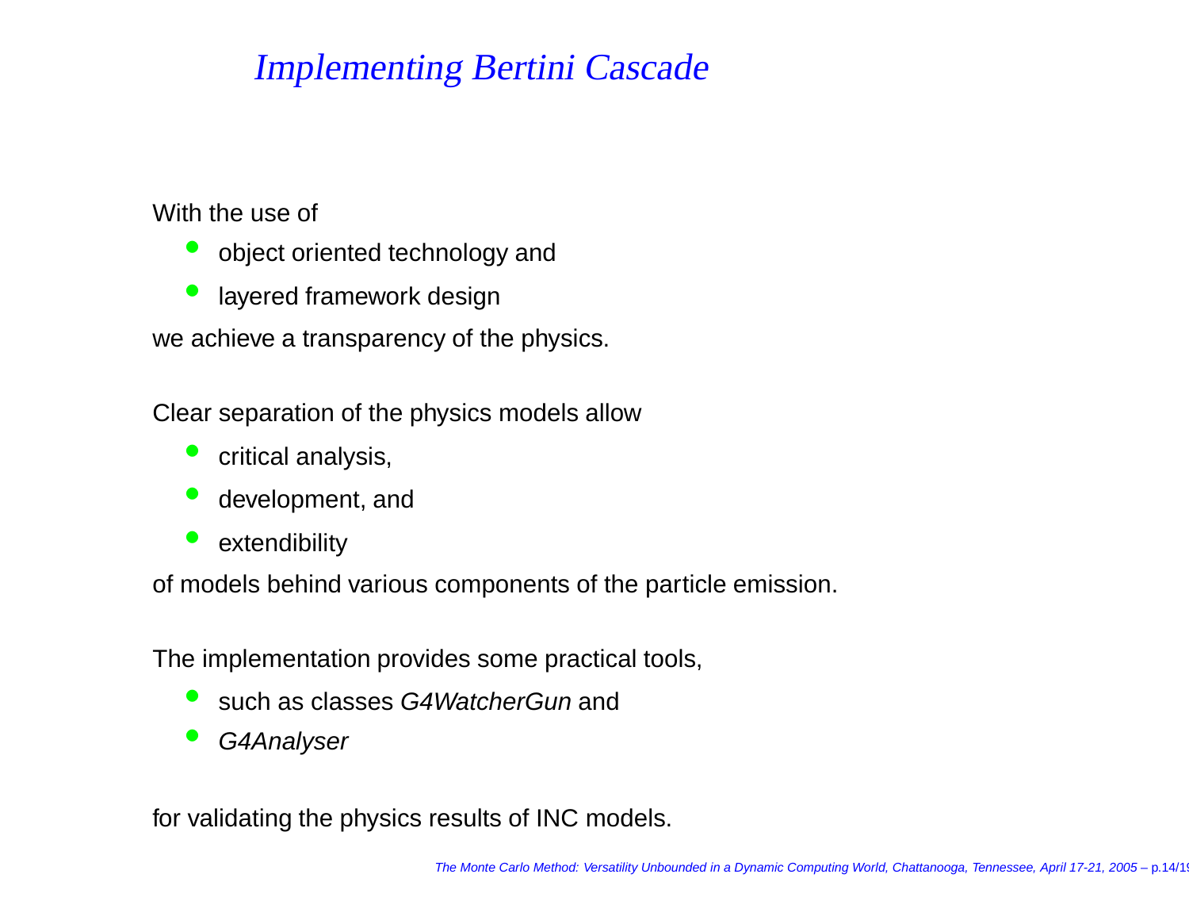# *Implementing Bertini Cascade*

With the use of

- object oriented technology and
- layered framework design

we achieve a transparency of the physics.

Clear separation of the physics models allow

- critical analysis,
- development, and
- extendibility

of models behind various components of the particle emission.

The implementation provides some practical tools,

- such as classes *G4WatcherGun* and
- *G4Analyser*

for validating the physics results of INC models.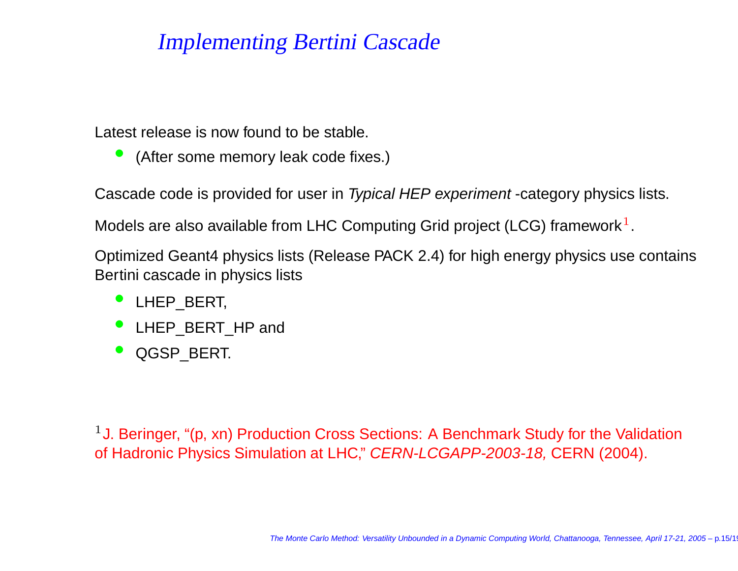# *Implementing Bertini Cascade*

Latest release is now found to be stable.

- (After some memory leak code fixes.)

Cascade code is provided for user in *Typical HEP experiment* -category physics lists.

Models are also available from LHC Computing Grid project (LCG) framework[1].

Optimized Geant4 physics lists (Release PACK 2.4) for high energy physics use contains Bertini cascade in physics lists

- LHEP_BERT,
- LHEP_BERT_HP and
- QGSP_BERT.

[1] J. Beringer, "(p, xn) Production Cross Sections: A Benchmark Study for the Validation of Hadronic Physics Simulation at LHC," *CERN-LCGAPP-2003-18,* CERN (2004).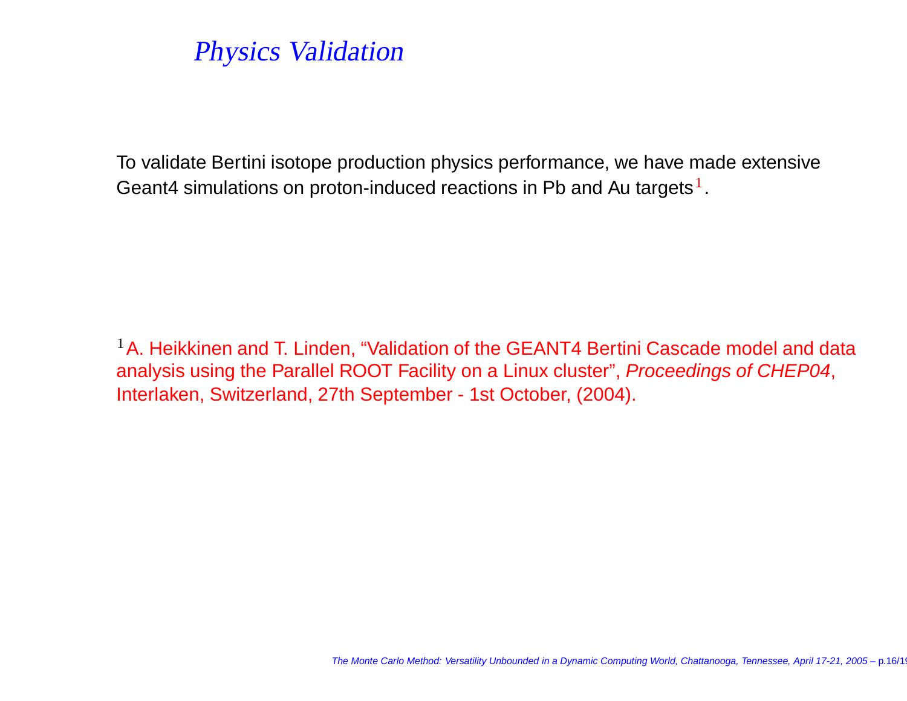## *Physics Validation*

To validate Bertini isotope production physics performance, we have made extensive Geant4 simulations on proton-induced reactions in Pb and Au targets[1].

[1] A. Heikkinen and T. Linden, "Validation of the GEANT4 Bertini Cascade model and data analysis using the Parallel ROOT Facility on a Linux cluster", *Proceedings of CHEP04*, Interlaken, Switzerland, 27th September - 1st October, (2004).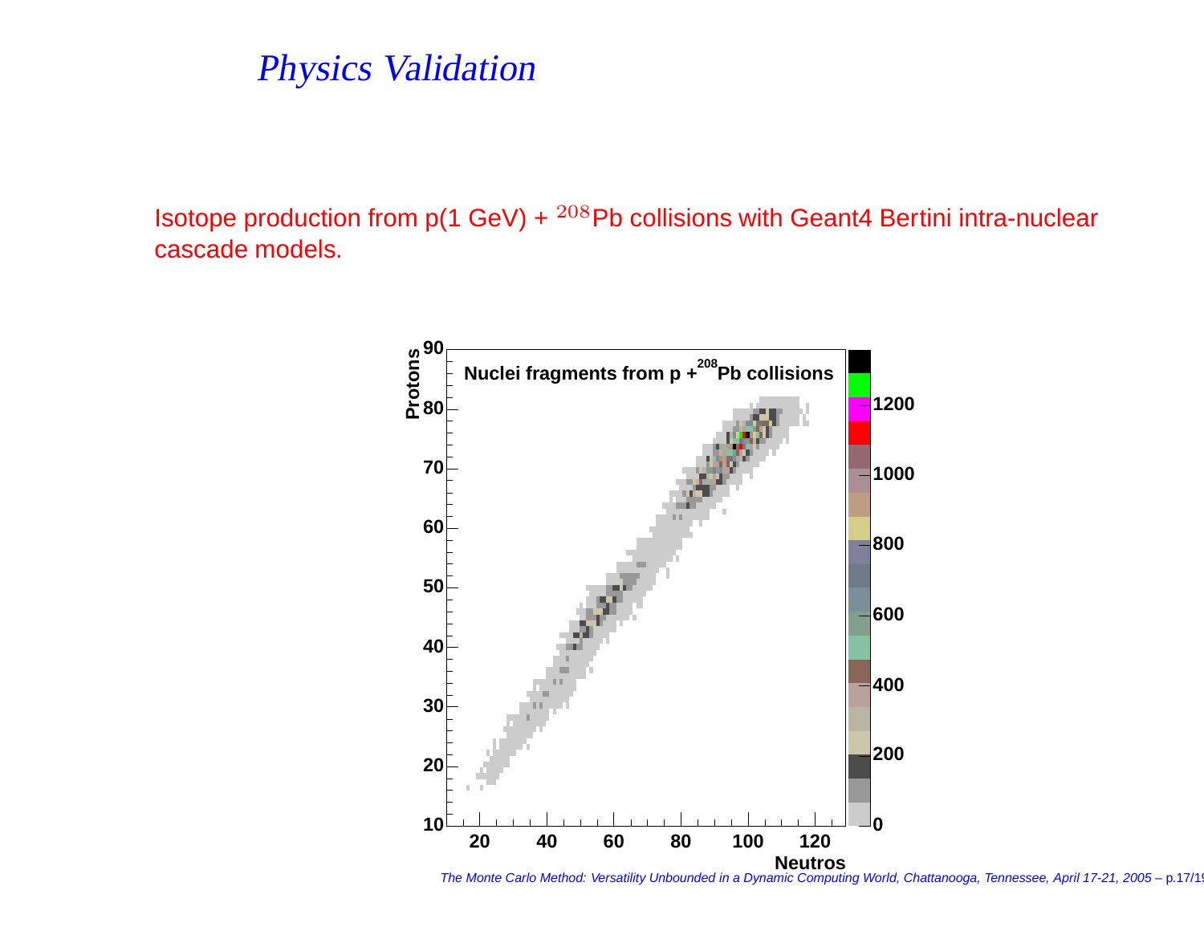# Physics Validation

Isotope production from p(1 GeV) + $^{208}$Pb collisions with Geant4 Bertini intra-nuclear cascade models.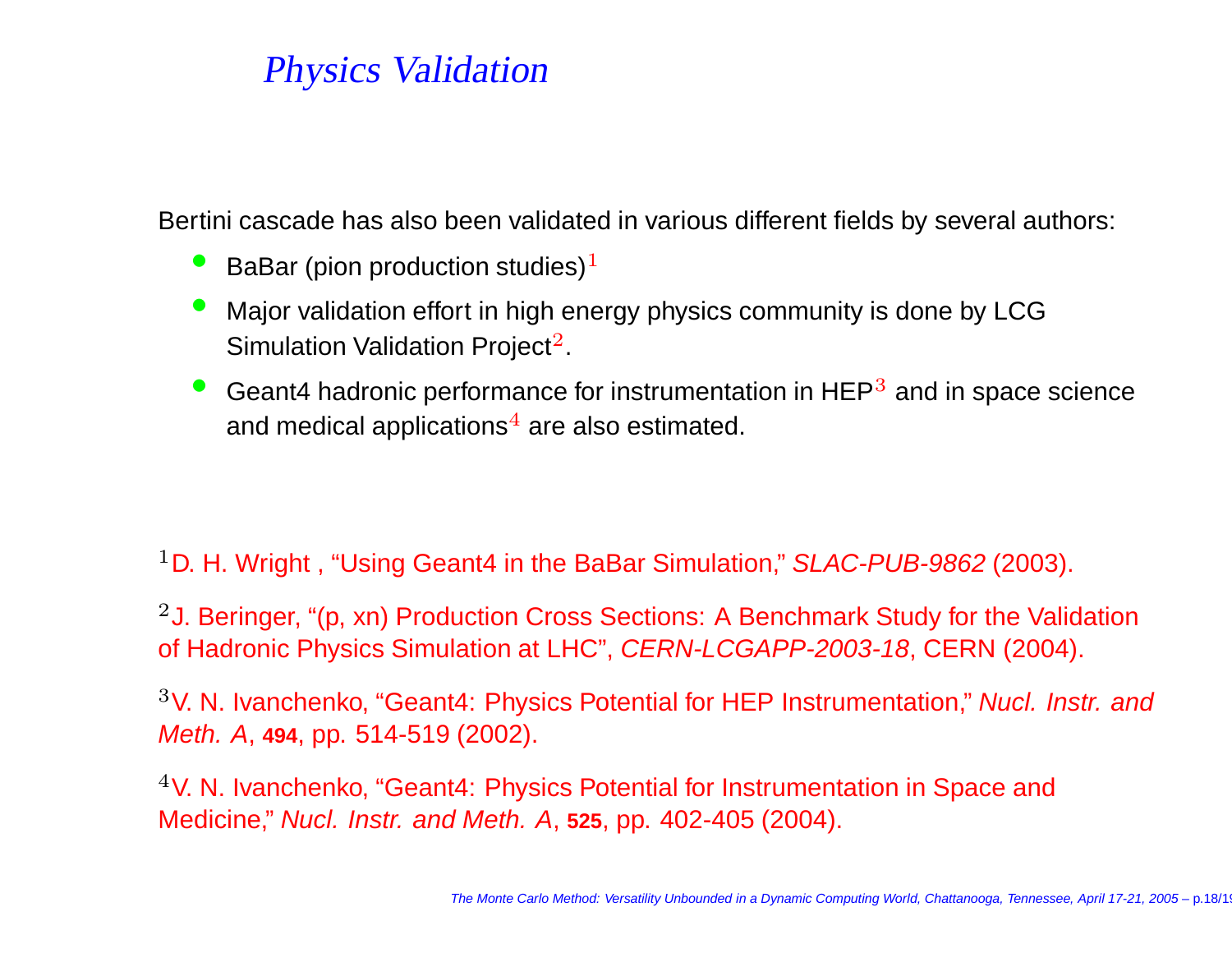# *Physics Validation*

Bertini cascade has also been validated in various different fields by several authors:

- BaBar (pion production studies)[1]
- Major validation effort in high energy physics community is done by LCG Simulation Validation Project[2].
- Geant4 hadronic performance for instrumentation in HEP[3] and in space science and medical applications[4] are also estimated.

[1] D. H. Wright , "Using Geant4 in the BaBar Simulation," *SLAC-PUB-9862* (2003).

[2] J. Beringer, "(p, xn) Production Cross Sections: A Benchmark Study for the Validation of Hadronic Physics Simulation at LHC", *CERN-LCGAPP-2003-18*, CERN (2004).

[3] V. N. Ivanchenko, "Geant4: Physics Potential for HEP Instrumentation," *Nucl. Instr. and Meth. A*, **494**, pp. 514-519 (2002).

[4] V. N. Ivanchenko, "Geant4: Physics Potential for Instrumentation in Space and Medicine," *Nucl. Instr. and Meth. A*, **525**, pp. 402-405 (2004).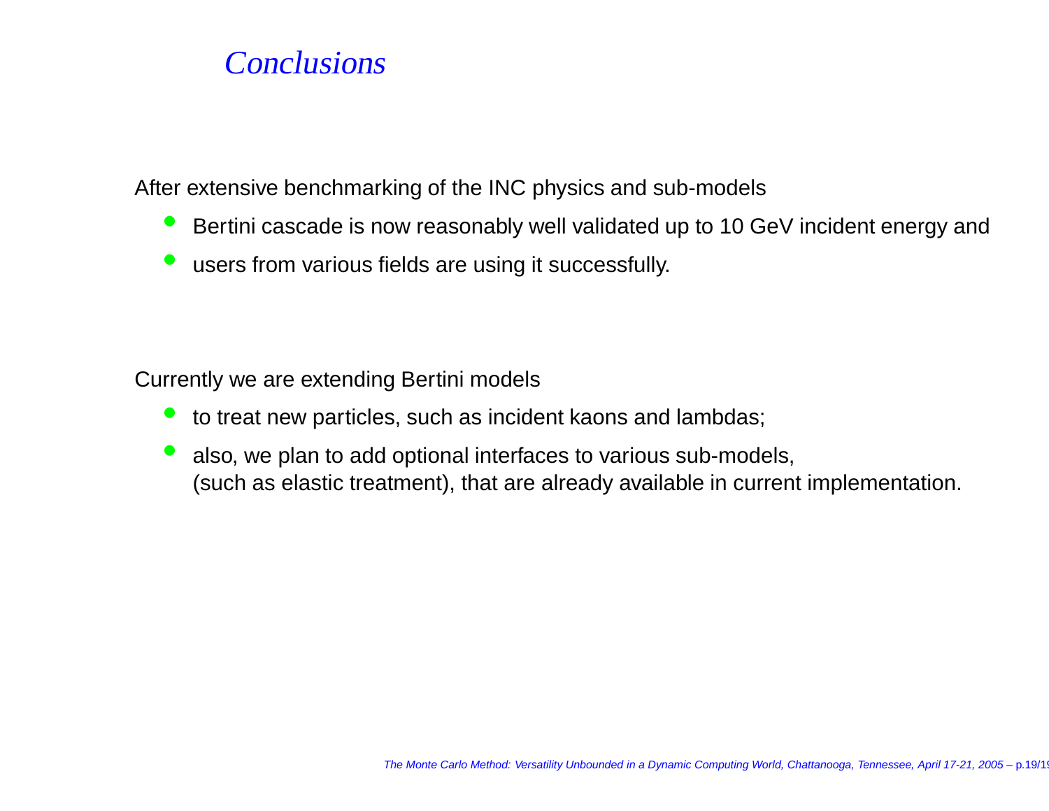## *Conclusions*

After extensive benchmarking of the INC physics and sub-models

- Bertini cascade is now reasonably well validated up to 10 GeV incident energy and
- users from various fields are using it successfully.

Currently we are extending Bertini models

- to treat new particles, such as incident kaons and lambdas;
- also, we plan to add optional interfaces to various sub-models, (such as elastic treatment), that are already available in current implementation.